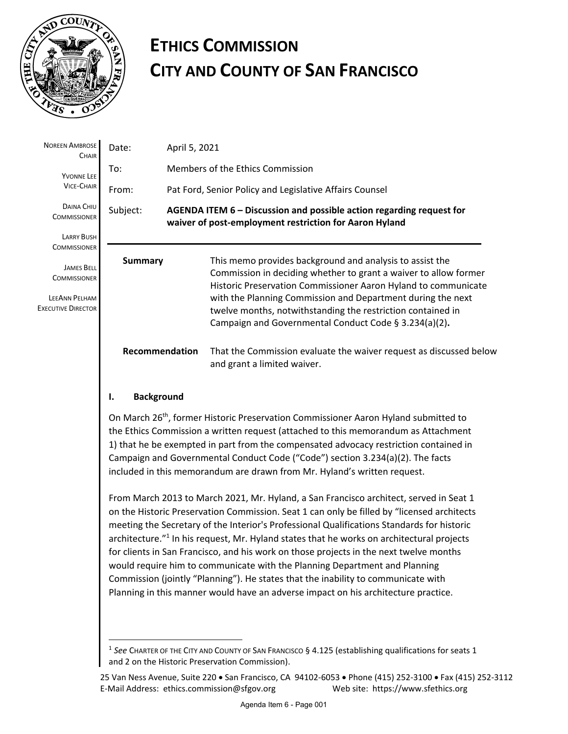# ETHICS COMMISSION
# CITY AND COUNTY OF SAN FRANCISCO

NOREEN AMBROSE
CHAIR

YVONNE LEE
VICE-CHAIR

DAINA CHIU
COMMISSIONER

LARRY BUSH
COMMISSIONER

JAMES BELL
COMMISSIONER

LEEANN PELHAM
EXECUTIVE DIRECTOR

Date: April 5, 2021

To: Members of the Ethics Commission

From: Pat Ford, Senior Policy and Legislative Affairs Counsel

Subject: **AGENDA ITEM 6 – Discussion and possible action regarding request for waiver of post-employment restriction for Aaron Hyland**

---

**Summary**

This memo provides background and analysis to assist the Commission in deciding whether to grant a waiver to allow former Historic Preservation Commissioner Aaron Hyland to communicate with the Planning Commission and Department during the next twelve months, notwithstanding the restriction contained in Campaign and Governmental Conduct Code § 3.234(a)(2)**.**

**Recommendation**

That the Commission evaluate the waiver request as discussed below and grant a limited waiver.

## I. Background

On March 26th, former Historic Preservation Commissioner Aaron Hyland submitted to the Ethics Commission a written request (attached to this memorandum as Attachment 1) that he be exempted in part from the compensated advocacy restriction contained in Campaign and Governmental Conduct Code ("Code") section 3.234(a)(2). The facts included in this memorandum are drawn from Mr. Hyland's written request.

From March 2013 to March 2021, Mr. Hyland, a San Francisco architect, served in Seat 1 on the Historic Preservation Commission. Seat 1 can only be filled by "licensed architects meeting the Secretary of the Interior's Professional Qualifications Standards for historic architecture."[1] In his request, Mr. Hyland states that he works on architectural projects for clients in San Francisco, and his work on those projects in the next twelve months would require him to communicate with the Planning Department and Planning Commission (jointly "Planning"). He states that the inability to communicate with Planning in this manner would have an adverse impact on his architecture practice.

---

[1] *See* CHARTER OF THE CITY AND COUNTY OF SAN FRANCISCO § 4.125 (establishing qualifications for seats 1 and 2 on the Historic Preservation Commission).

25 Van Ness Avenue, Suite 220 • San Francisco, CA 94102-6053 • Phone (415) 252-3100 • Fax (415) 252-3112
E-Mail Address: ethics.commission@sfgov.org Web site: https://www.sfethics.org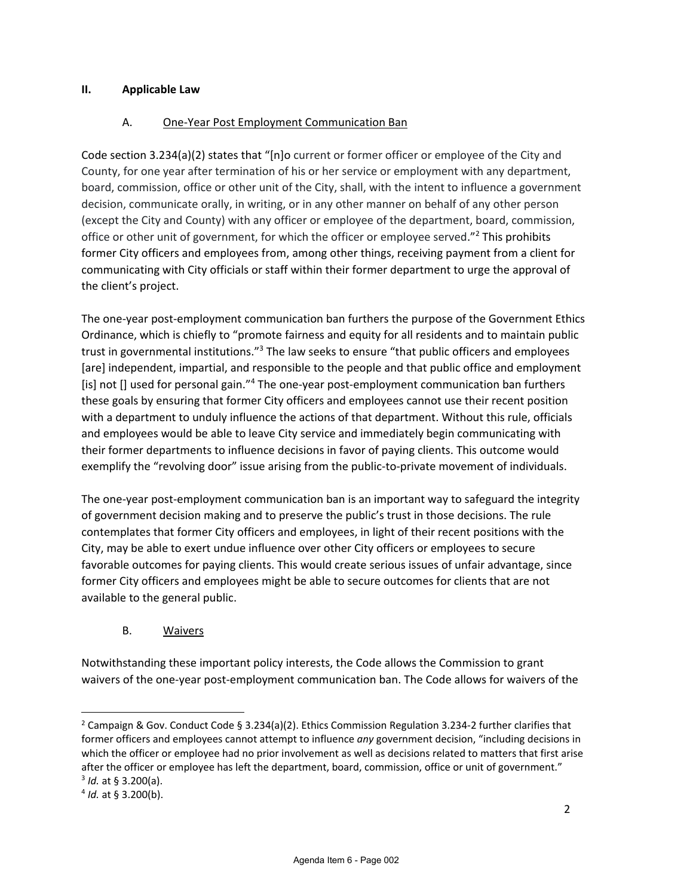## II. Applicable Law

### A. One-Year Post Employment Communication Ban

Code section 3.234(a)(2) states that "[n]o current or former officer or employee of the City and County, for one year after termination of his or her service or employment with any department, board, commission, office or other unit of the City, shall, with the intent to influence a government decision, communicate orally, in writing, or in any other manner on behalf of any other person (except the City and County) with any officer or employee of the department, board, commission, office or other unit of government, for which the officer or employee served."[2] This prohibits former City officers and employees from, among other things, receiving payment from a client for communicating with City officials or staff within their former department to urge the approval of the client's project.

The one-year post-employment communication ban furthers the purpose of the Government Ethics Ordinance, which is chiefly to "promote fairness and equity for all residents and to maintain public trust in governmental institutions."[3] The law seeks to ensure "that public officers and employees [are] independent, impartial, and responsible to the people and that public office and employment [is] not [] used for personal gain."[4] The one-year post-employment communication ban furthers these goals by ensuring that former City officers and employees cannot use their recent position with a department to unduly influence the actions of that department. Without this rule, officials and employees would be able to leave City service and immediately begin communicating with their former departments to influence decisions in favor of paying clients. This outcome would exemplify the "revolving door" issue arising from the public-to-private movement of individuals.

The one-year post-employment communication ban is an important way to safeguard the integrity of government decision making and to preserve the public's trust in those decisions. The rule contemplates that former City officers and employees, in light of their recent positions with the City, may be able to exert undue influence over other City officers or employees to secure favorable outcomes for paying clients. This would create serious issues of unfair advantage, since former City officers and employees might be able to secure outcomes for clients that are not available to the general public.

### B. Waivers

Notwithstanding these important policy interests, the Code allows the Commission to grant waivers of the one-year post-employment communication ban. The Code allows for waivers of the

---

[2] Campaign & Gov. Conduct Code § 3.234(a)(2). Ethics Commission Regulation 3.234-2 further clarifies that former officers and employees cannot attempt to influence *any* government decision, "including decisions in which the officer or employee had no prior involvement as well as decisions related to matters that first arise after the officer or employee has left the department, board, commission, office or unit of government."

[3] *Id.* at § 3.200(a).

[4] *Id.* at § 3.200(b).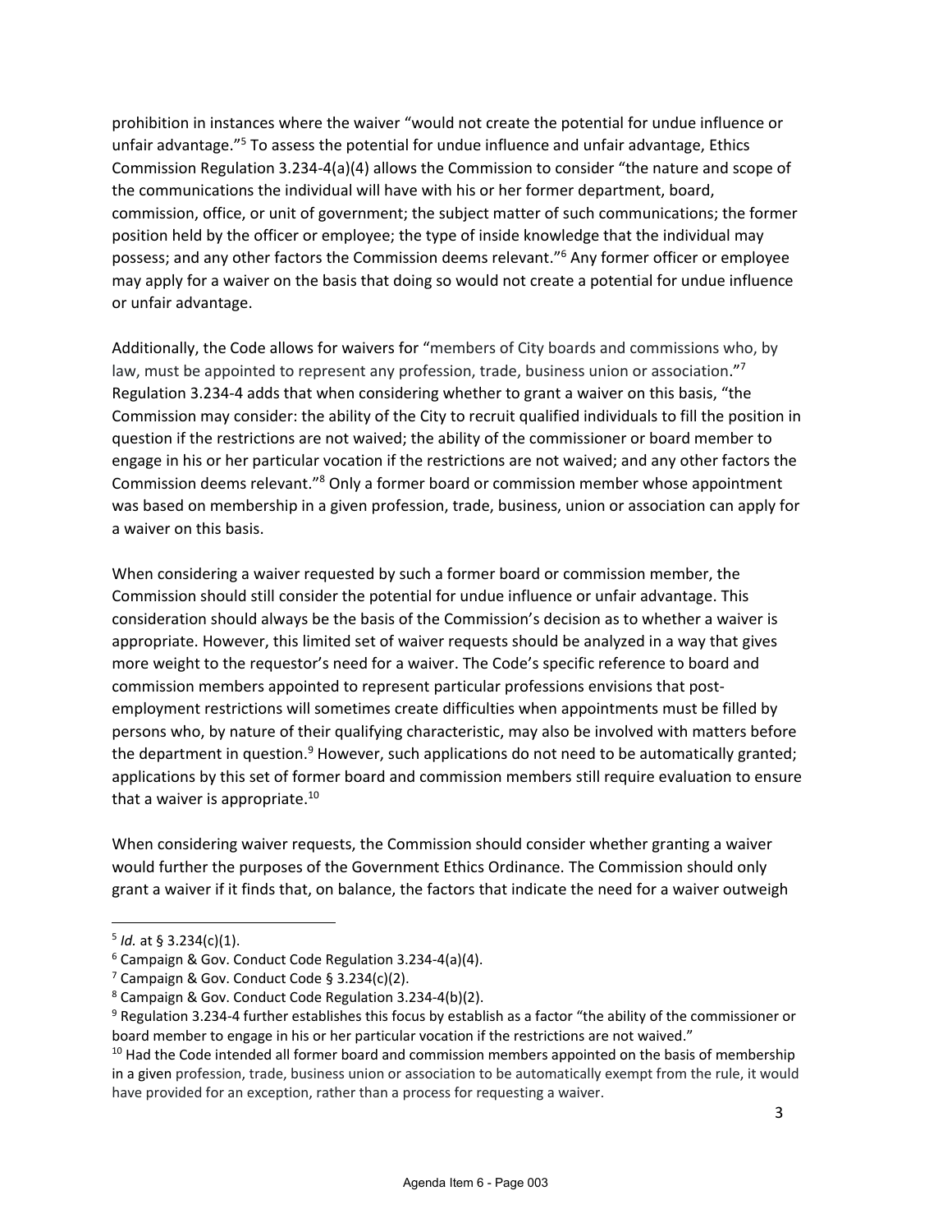prohibition in instances where the waiver "would not create the potential for undue influence or unfair advantage."[5] To assess the potential for undue influence and unfair advantage, Ethics Commission Regulation 3.234-4(a)(4) allows the Commission to consider "the nature and scope of the communications the individual will have with his or her former department, board, commission, office, or unit of government; the subject matter of such communications; the former position held by the officer or employee; the type of inside knowledge that the individual may possess; and any other factors the Commission deems relevant."[6] Any former officer or employee may apply for a waiver on the basis that doing so would not create a potential for undue influence or unfair advantage.

Additionally, the Code allows for waivers for "members of City boards and commissions who, by law, must be appointed to represent any profession, trade, business union or association."[7] Regulation 3.234-4 adds that when considering whether to grant a waiver on this basis, "the Commission may consider: the ability of the City to recruit qualified individuals to fill the position in question if the restrictions are not waived; the ability of the commissioner or board member to engage in his or her particular vocation if the restrictions are not waived; and any other factors the Commission deems relevant."[8] Only a former board or commission member whose appointment was based on membership in a given profession, trade, business, union or association can apply for a waiver on this basis.

When considering a waiver requested by such a former board or commission member, the Commission should still consider the potential for undue influence or unfair advantage. This consideration should always be the basis of the Commission's decision as to whether a waiver is appropriate. However, this limited set of waiver requests should be analyzed in a way that gives more weight to the requestor's need for a waiver. The Code's specific reference to board and commission members appointed to represent particular professions envisions that post-employment restrictions will sometimes create difficulties when appointments must be filled by persons who, by nature of their qualifying characteristic, may also be involved with matters before the department in question.[9] However, such applications do not need to be automatically granted; applications by this set of former board and commission members still require evaluation to ensure that a waiver is appropriate.[10]

When considering waiver requests, the Commission should consider whether granting a waiver would further the purposes of the Government Ethics Ordinance. The Commission should only grant a waiver if it finds that, on balance, the factors that indicate the need for a waiver outweigh

---

[5] *Id.* at § 3.234(c)(1).

[6] Campaign & Gov. Conduct Code Regulation 3.234-4(a)(4).

[7] Campaign & Gov. Conduct Code § 3.234(c)(2).

[8] Campaign & Gov. Conduct Code Regulation 3.234-4(b)(2).

[9] Regulation 3.234-4 further establishes this focus by establish as a factor "the ability of the commissioner or board member to engage in his or her particular vocation if the restrictions are not waived."

[10] Had the Code intended all former board and commission members appointed on the basis of membership in a given profession, trade, business union or association to be automatically exempt from the rule, it would have provided for an exception, rather than a process for requesting a waiver.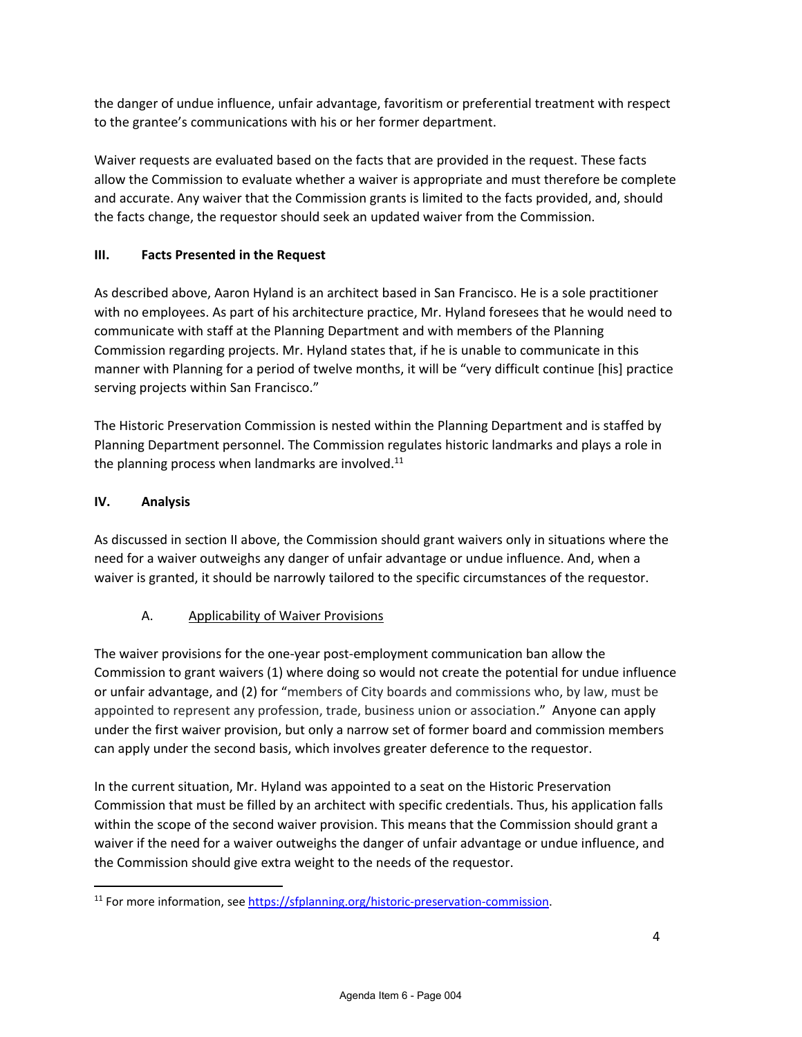the danger of undue influence, unfair advantage, favoritism or preferential treatment with respect to the grantee's communications with his or her former department.

Waiver requests are evaluated based on the facts that are provided in the request. These facts allow the Commission to evaluate whether a waiver is appropriate and must therefore be complete and accurate. Any waiver that the Commission grants is limited to the facts provided, and, should the facts change, the requestor should seek an updated waiver from the Commission.

## III. Facts Presented in the Request

As described above, Aaron Hyland is an architect based in San Francisco. He is a sole practitioner with no employees. As part of his architecture practice, Mr. Hyland foresees that he would need to communicate with staff at the Planning Department and with members of the Planning Commission regarding projects. Mr. Hyland states that, if he is unable to communicate in this manner with Planning for a period of twelve months, it will be "very difficult continue [his] practice serving projects within San Francisco."

The Historic Preservation Commission is nested within the Planning Department and is staffed by Planning Department personnel. The Commission regulates historic landmarks and plays a role in the planning process when landmarks are involved.[11]

## IV. Analysis

As discussed in section II above, the Commission should grant waivers only in situations where the need for a waiver outweighs any danger of unfair advantage or undue influence. And, when a waiver is granted, it should be narrowly tailored to the specific circumstances of the requestor.

### A. Applicability of Waiver Provisions

The waiver provisions for the one-year post-employment communication ban allow the Commission to grant waivers (1) where doing so would not create the potential for undue influence or unfair advantage, and (2) for "members of City boards and commissions who, by law, must be appointed to represent any profession, trade, business union or association." Anyone can apply under the first waiver provision, but only a narrow set of former board and commission members can apply under the second basis, which involves greater deference to the requestor.

In the current situation, Mr. Hyland was appointed to a seat on the Historic Preservation Commission that must be filled by an architect with specific credentials. Thus, his application falls within the scope of the second waiver provision. This means that the Commission should grant a waiver if the need for a waiver outweighs the danger of unfair advantage or undue influence, and the Commission should give extra weight to the needs of the requestor.

---

[11] For more information, see https://sfplanning.org/historic-preservation-commission.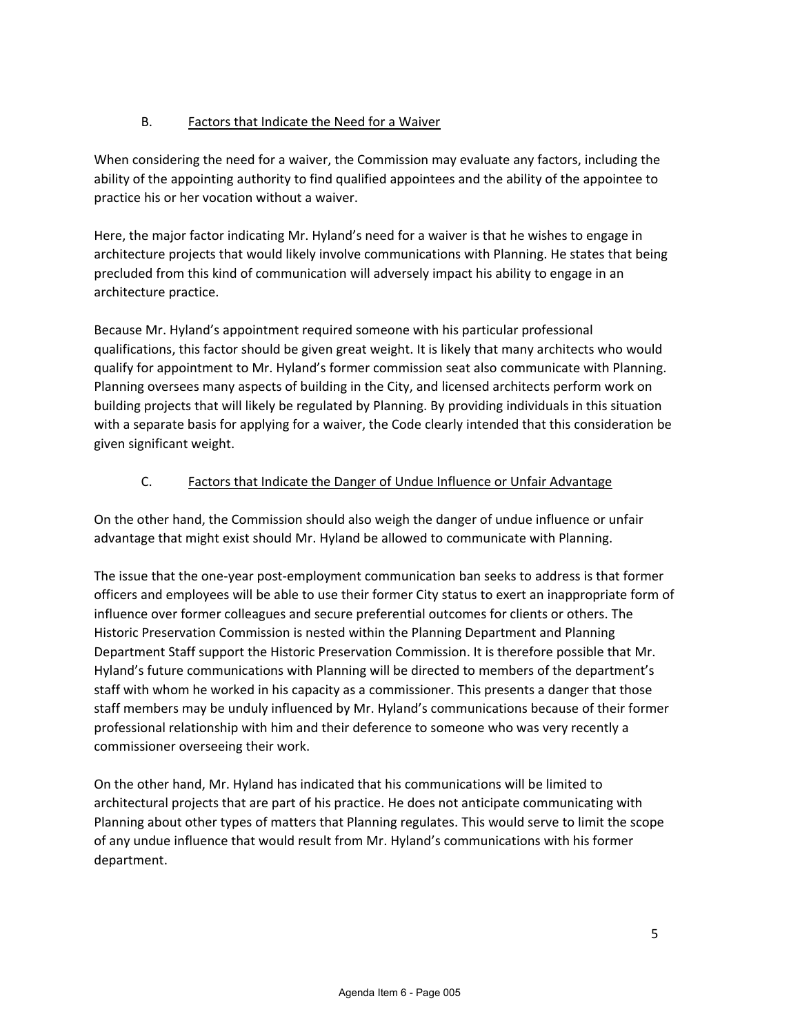### B. Factors that Indicate the Need for a Waiver

When considering the need for a waiver, the Commission may evaluate any factors, including the ability of the appointing authority to find qualified appointees and the ability of the appointee to practice his or her vocation without a waiver.

Here, the major factor indicating Mr. Hyland's need for a waiver is that he wishes to engage in architecture projects that would likely involve communications with Planning. He states that being precluded from this kind of communication will adversely impact his ability to engage in an architecture practice.

Because Mr. Hyland's appointment required someone with his particular professional qualifications, this factor should be given great weight. It is likely that many architects who would qualify for appointment to Mr. Hyland's former commission seat also communicate with Planning. Planning oversees many aspects of building in the City, and licensed architects perform work on building projects that will likely be regulated by Planning. By providing individuals in this situation with a separate basis for applying for a waiver, the Code clearly intended that this consideration be given significant weight.

### C. Factors that Indicate the Danger of Undue Influence or Unfair Advantage

On the other hand, the Commission should also weigh the danger of undue influence or unfair advantage that might exist should Mr. Hyland be allowed to communicate with Planning.

The issue that the one-year post-employment communication ban seeks to address is that former officers and employees will be able to use their former City status to exert an inappropriate form of influence over former colleagues and secure preferential outcomes for clients or others. The Historic Preservation Commission is nested within the Planning Department and Planning Department Staff support the Historic Preservation Commission. It is therefore possible that Mr. Hyland's future communications with Planning will be directed to members of the department's staff with whom he worked in his capacity as a commissioner. This presents a danger that those staff members may be unduly influenced by Mr. Hyland's communications because of their former professional relationship with him and their deference to someone who was very recently a commissioner overseeing their work.

On the other hand, Mr. Hyland has indicated that his communications will be limited to architectural projects that are part of his practice. He does not anticipate communicating with Planning about other types of matters that Planning regulates. This would serve to limit the scope of any undue influence that would result from Mr. Hyland's communications with his former department.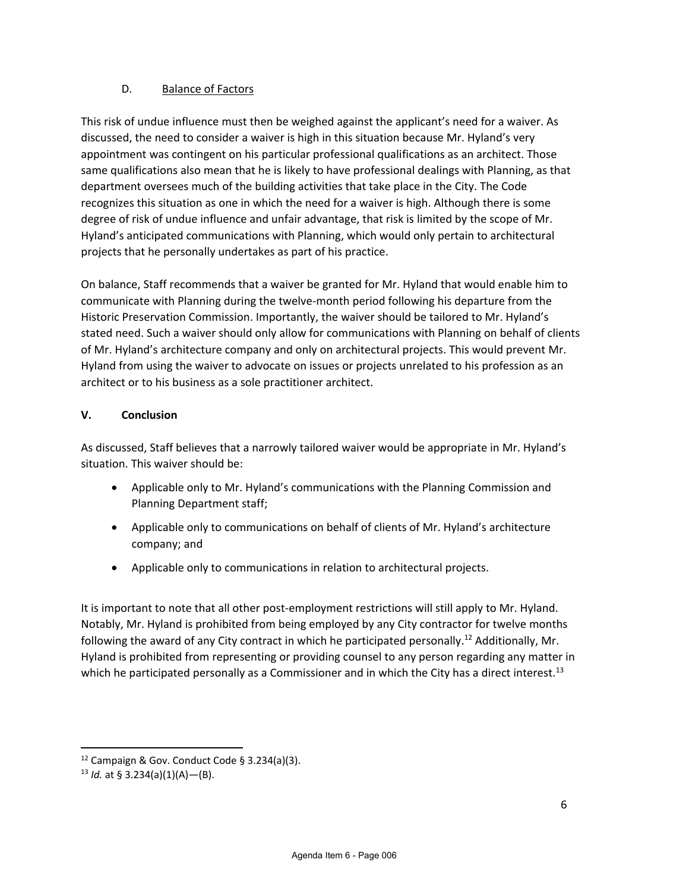### D. Balance of Factors

This risk of undue influence must then be weighed against the applicant's need for a waiver. As discussed, the need to consider a waiver is high in this situation because Mr. Hyland's very appointment was contingent on his particular professional qualifications as an architect. Those same qualifications also mean that he is likely to have professional dealings with Planning, as that department oversees much of the building activities that take place in the City. The Code recognizes this situation as one in which the need for a waiver is high. Although there is some degree of risk of undue influence and unfair advantage, that risk is limited by the scope of Mr. Hyland's anticipated communications with Planning, which would only pertain to architectural projects that he personally undertakes as part of his practice.

On balance, Staff recommends that a waiver be granted for Mr. Hyland that would enable him to communicate with Planning during the twelve-month period following his departure from the Historic Preservation Commission. Importantly, the waiver should be tailored to Mr. Hyland's stated need. Such a waiver should only allow for communications with Planning on behalf of clients of Mr. Hyland's architecture company and only on architectural projects. This would prevent Mr. Hyland from using the waiver to advocate on issues or projects unrelated to his profession as an architect or to his business as a sole practitioner architect.

## V. Conclusion

As discussed, Staff believes that a narrowly tailored waiver would be appropriate in Mr. Hyland's situation. This waiver should be:

- Applicable only to Mr. Hyland's communications with the Planning Commission and Planning Department staff;
- Applicable only to communications on behalf of clients of Mr. Hyland's architecture company; and
- Applicable only to communications in relation to architectural projects.

It is important to note that all other post-employment restrictions will still apply to Mr. Hyland. Notably, Mr. Hyland is prohibited from being employed by any City contractor for twelve months following the award of any City contract in which he participated personally.[12] Additionally, Mr. Hyland is prohibited from representing or providing counsel to any person regarding any matter in which he participated personally as a Commissioner and in which the City has a direct interest.[13]

---

[12] Campaign & Gov. Conduct Code § 3.234(a)(3).

[13] *Id.* at § 3.234(a)(1)(A)—(B).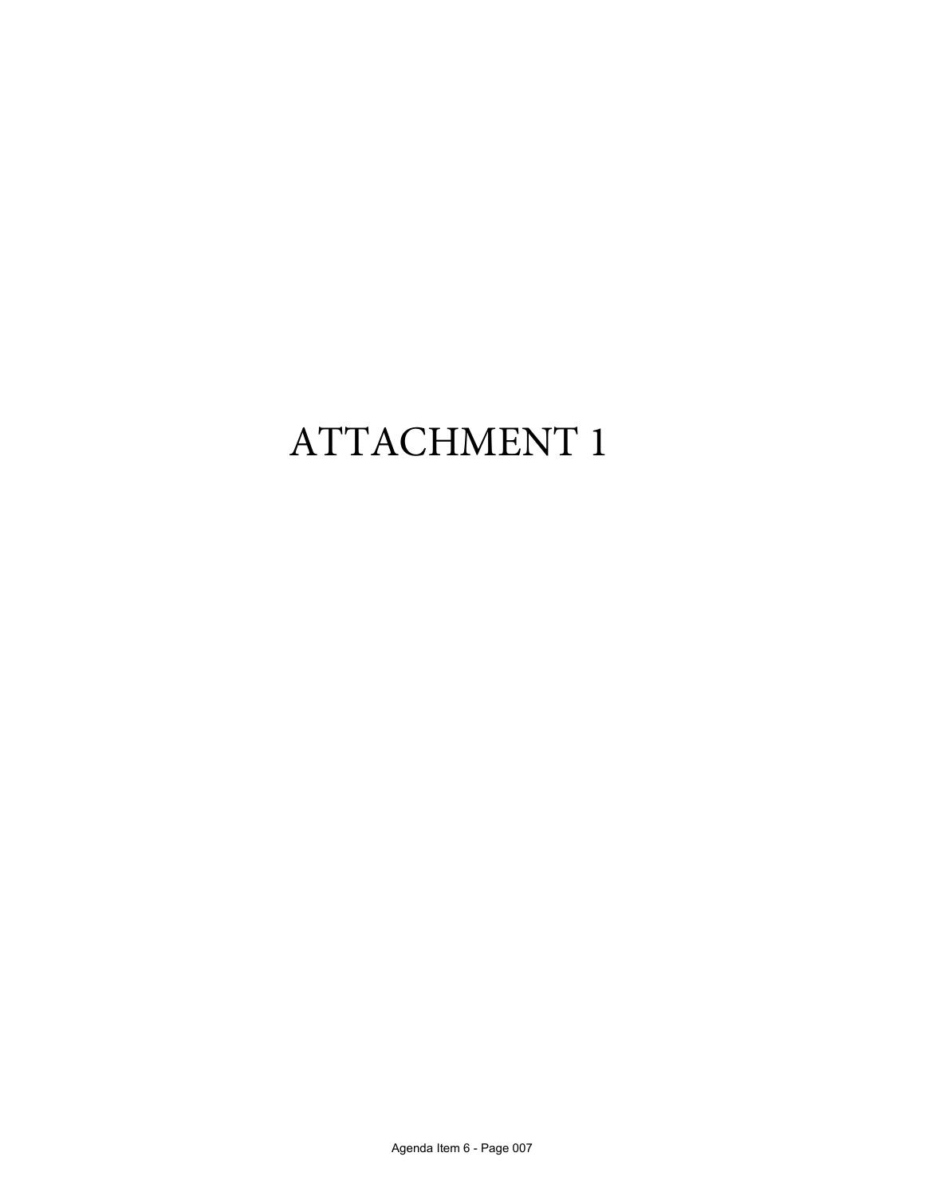# ATTACHMENT 1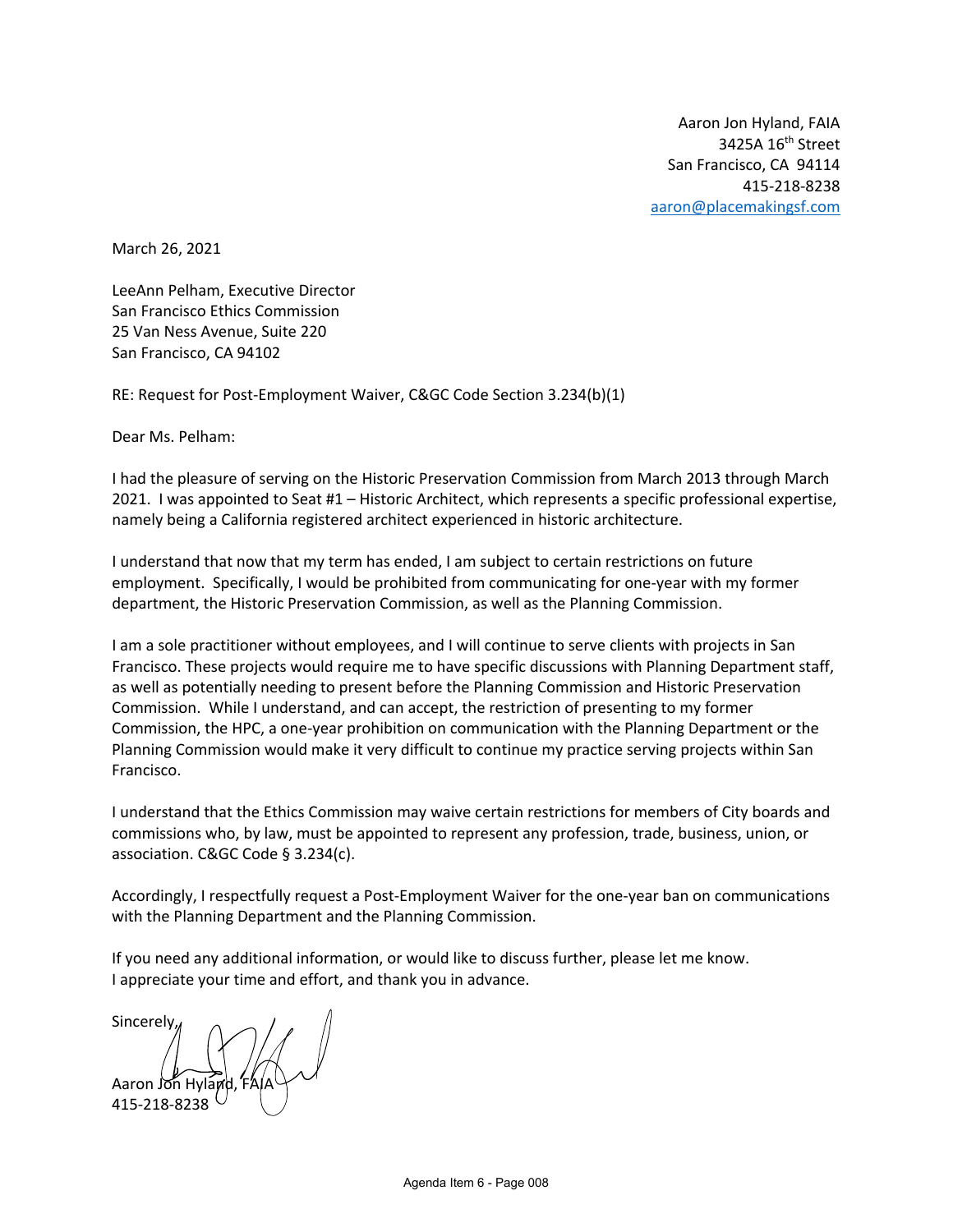Aaron Jon Hyland, FAIA
3425A 16th Street
San Francisco, CA 94114
415-218-8238
aaron@placemakingsf.com

March 26, 2021

LeeAnn Pelham, Executive Director
San Francisco Ethics Commission
25 Van Ness Avenue, Suite 220
San Francisco, CA 94102

RE: Request for Post-Employment Waiver, C&GC Code Section 3.234(b)(1)

Dear Ms. Pelham:

I had the pleasure of serving on the Historic Preservation Commission from March 2013 through March 2021. I was appointed to Seat #1 – Historic Architect, which represents a specific professional expertise, namely being a California registered architect experienced in historic architecture.

I understand that now that my term has ended, I am subject to certain restrictions on future employment. Specifically, I would be prohibited from communicating for one-year with my former department, the Historic Preservation Commission, as well as the Planning Commission.

I am a sole practitioner without employees, and I will continue to serve clients with projects in San Francisco. These projects would require me to have specific discussions with Planning Department staff, as well as potentially needing to present before the Planning Commission and Historic Preservation Commission. While I understand, and can accept, the restriction of presenting to my former Commission, the HPC, a one-year prohibition on communication with the Planning Department or the Planning Commission would make it very difficult to continue my practice serving projects within San Francisco.

I understand that the Ethics Commission may waive certain restrictions for members of City boards and commissions who, by law, must be appointed to represent any profession, trade, business, union, or association. C&GC Code § 3.234(c).

Accordingly, I respectfully request a Post-Employment Waiver for the one-year ban on communications with the Planning Department and the Planning Commission.

If you need any additional information, or would like to discuss further, please let me know.
I appreciate your time and effort, and thank you in advance.

Sincerely,

Aaron Jon Hyland, FAIA
415-218-8238